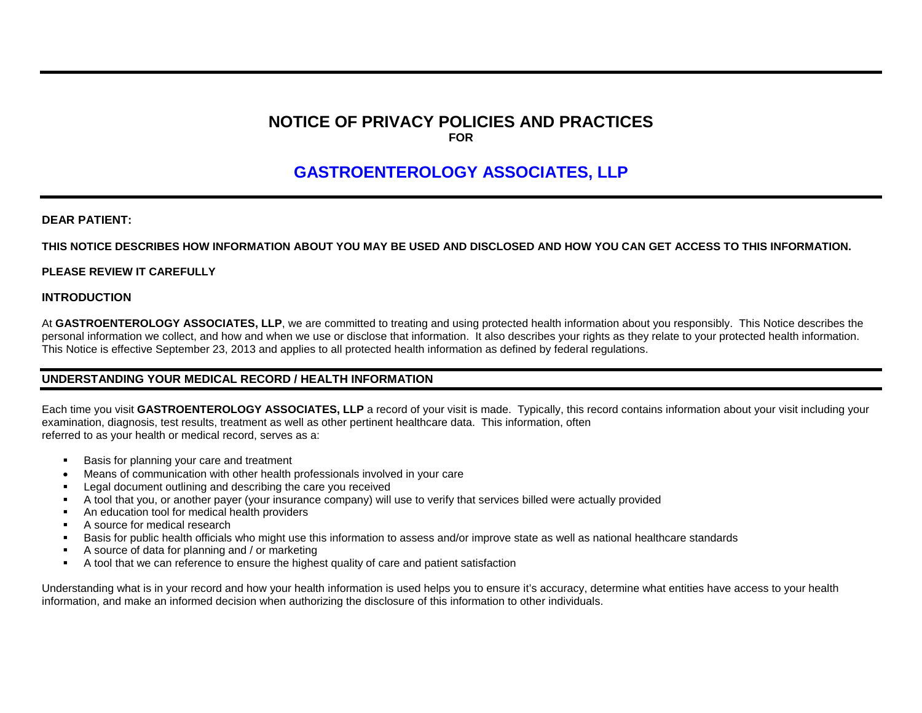# NOTICE OF PRIVACY POLICIES AND PRACTICES

**FOR**

## GASTROENTEROLOGY ASSOCIATES, LLP

**DEAR PATIENT:**

**THIS NOTICE DESCRIBES HOW INFORMATION ABOUT YOU MAY BE USED AND DISCLOSED AND HOW YOU CAN GET ACCESS TO THIS INFORMATION.**

**PLEASE REVIEW IT CAREFULLY**

### INTRODUCTION

At **GASTROENTEROLOGY ASSOCIATES, LLP**, we are committed to treating and using protected health information about you responsibly. This Notice describes the personal information we collect, and how and when we use or disclose that information. It also describes your rights as they relate to your protected health information. This Notice is effective September 23, 2013 and applies to all protected health information as defined by federal regulations.

### UNDERSTANDING YOUR MEDICAL RECORD / HEALTH INFORMATION

Each time you visit **GASTROENTEROLOGY ASSOCIATES, LLP** a record of your visit is made. Typically, this record contains information about your visit including your examination, diagnosis, test results, treatment as well as other pertinent healthcare data. This information, often referred to as your health or medical record, serves as a:

- Basis for planning your care and treatment
- Means of communication with other health professionals involved in your care
- Legal document outlining and describing the care you received
- A tool that you, or another payer (your insurance company) will use to verify that services billed were actually provided
- An education tool for medical health providers
- A source for medical research
- Basis for public health officials who might use this information to assess and/or improve state as well as national healthcare standards
- A source of data for planning and / or marketing
- A tool that we can reference to ensure the highest quality of care and patient satisfaction

Understanding what is in your record and how your health information is used helps you to ensure it's accuracy, determine what entities have access to your health information, and make an informed decision when authorizing the disclosure of this information to other individuals.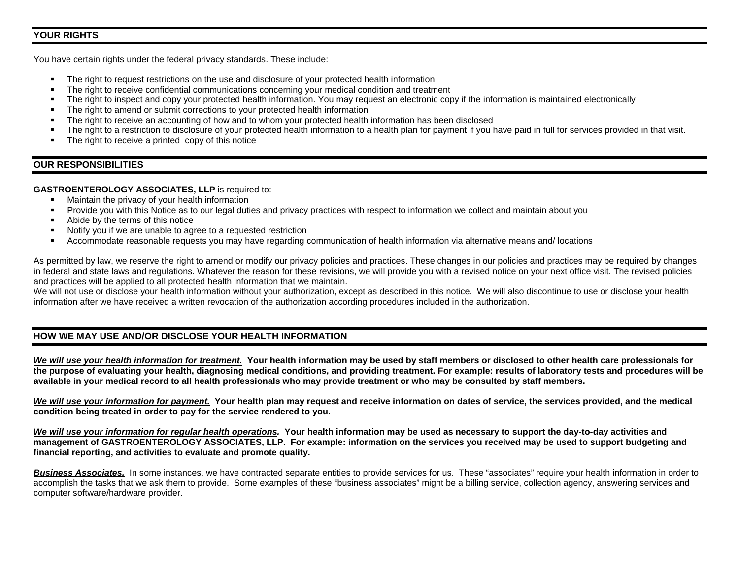## YOUR RIGHTS

You have certain rights under the federal privacy standards. These include:

- The right to request restrictions on the use and disclosure of your protected health information
- The right to receive confidential communications concerning your medical condition and treatment
- The right to inspect and copy your protected health information. You may request an electronic copy if the information is maintained electronically
- The right to amend or submit corrections to your protected health information
- The right to receive an accounting of how and to whom your protected health information has been disclosed
- The right to a restriction to disclosure of your protected health information to a health plan for payment if you have paid in full for services provided in that visit.
- The right to receive a printed copy of this notice

## OUR RESPONSIBILITIES

**GASTROENTEROLOGY ASSOCIATES, LLP** is required to:

- Maintain the privacy of your health information
- Provide you with this Notice as to our legal duties and privacy practices with respect to information we collect and maintain about you
- Abide by the terms of this notice
- Notify you if we are unable to agree to a requested restriction
- Accommodate reasonable requests you may have regarding communication of health information via alternative means and/ locations

As permitted by law, we reserve the right to amend or modify our privacy policies and practices. These changes in our policies and practices may be required by changes in federal and state laws and regulations. Whatever the reason for these revisions, we will provide you with a revised notice on your next office visit. The revised policies and practices will be applied to all protected health information that we maintain.
We will not use or disclose your health information without your authorization, except as described in this notice. We will also discontinue to use or disclose your health information after we have received a written revocation of the authorization according procedures included in the authorization.

## HOW WE MAY USE AND/OR DISCLOSE YOUR HEALTH INFORMATION

***We will use your health information for treatment.*** **Your health information may be used by staff members or disclosed to other health care professionals for the purpose of evaluating your health, diagnosing medical conditions, and providing treatment. For example: results of laboratory tests and procedures will be available in your medical record to all health professionals who may provide treatment or who may be consulted by staff members.**

***We will use your information for payment.*** **Your health plan may request and receive information on dates of service, the services provided, and the medical condition being treated in order to pay for the service rendered to you.**

***We will use your information for regular health operations.*** **Your health information may be used as necessary to support the day-to-day activities and management of GASTROENTEROLOGY ASSOCIATES, LLP. For example: information on the services you received may be used to support budgeting and financial reporting, and activities to evaluate and promote quality.**

***Business Associates.*** In some instances, we have contracted separate entities to provide services for us. These "associates" require your health information in order to accomplish the tasks that we ask them to provide. Some examples of these "business associates" might be a billing service, collection agency, answering services and computer software/hardware provider.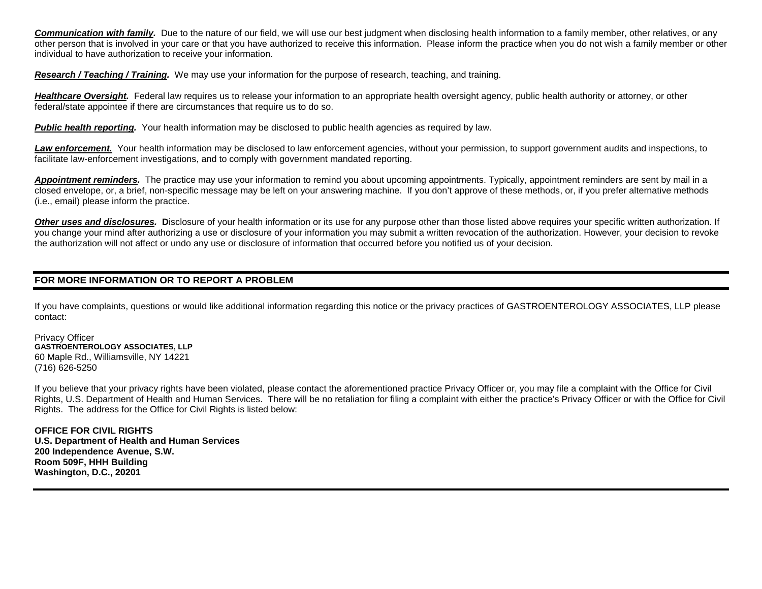***Communication with family.*** Due to the nature of our field, we will use our best judgment when disclosing health information to a family member, other relatives, or any other person that is involved in your care or that you have authorized to receive this information. Please inform the practice when you do not wish a family member or other individual to have authorization to receive your information.

***Research / Teaching / Training.*** We may use your information for the purpose of research, teaching, and training.

***Healthcare Oversight.*** Federal law requires us to release your information to an appropriate health oversight agency, public health authority or attorney, or other federal/state appointee if there are circumstances that require us to do so.

***Public health reporting.*** Your health information may be disclosed to public health agencies as required by law.

***Law enforcement.*** Your health information may be disclosed to law enforcement agencies, without your permission, to support government audits and inspections, to facilitate law-enforcement investigations, and to comply with government mandated reporting.

***Appointment reminders.*** The practice may use your information to remind you about upcoming appointments. Typically, appointment reminders are sent by mail in a closed envelope, or, a brief, non-specific message may be left on your answering machine. If you don't approve of these methods, or, if you prefer alternative methods (i.e., email) please inform the practice.

***Other uses and disclosures.*** **D**isclosure of your health information or its use for any purpose other than those listed above requires your specific written authorization. If you change your mind after authorizing a use or disclosure of your information you may submit a written revocation of the authorization. However, your decision to revoke the authorization will not affect or undo any use or disclosure of information that occurred before you notified us of your decision.

## FOR MORE INFORMATION OR TO REPORT A PROBLEM

If you have complaints, questions or would like additional information regarding this notice or the privacy practices of GASTROENTEROLOGY ASSOCIATES, LLP please contact:

Privacy Officer
**GASTROENTEROLOGY ASSOCIATES, LLP**
60 Maple Rd., Williamsville, NY 14221
(716) 626-5250

If you believe that your privacy rights have been violated, please contact the aforementioned practice Privacy Officer or, you may file a complaint with the Office for Civil Rights, U.S. Department of Health and Human Services. There will be no retaliation for filing a complaint with either the practice's Privacy Officer or with the Office for Civil Rights. The address for the Office for Civil Rights is listed below:

**OFFICE FOR CIVIL RIGHTS**
**U.S. Department of Health and Human Services**
**200 Independence Avenue, S.W.**
**Room 509F, HHH Building**
**Washington, D.C., 20201**